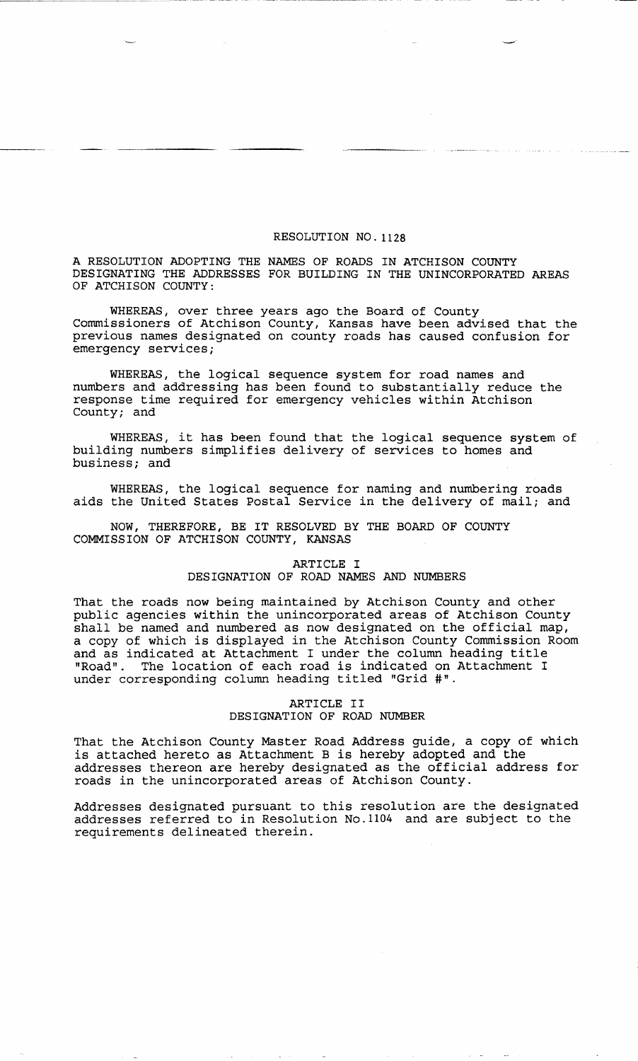# RESOLUTION NO. 1128

A RESOLUTION ADOPTING THE NAMES OF ROADS IN ATCHISON COUNTY DESIGNATING THE ADDRESSES FOR BUILDING IN THE UNINCORPORATED AREAS OF ATCHISON COUNTY:

WHEREAS, over three years ago the Board of County Commissioners of Atchison County, Kansas have been advised that the previous names designated on county roads has caused confusion for emergency services;

WHEREAS, the logical sequence system for road names and numbers and addressing has been found to substantially reduce the response time required for emergency vehicles within Atchison County; and

WHEREAS, it has been found that the logical sequence system of building numbers simplifies delivery of services to homes and business; and

WHEREAS, the logical sequence for naming and numbering roads aids the United States Postal Service in the delivery of mail; and

NOW, THEREFORE, BE IT RESOLVED BY THE BOARD OF COUNTY COMMISSION OF ATCHISON COUNTY, KANSAS

## ARTICLE I
## DESIGNATION OF ROAD NAMES AND NUMBERS

That the roads now being maintained by Atchison County and other public agencies within the unincorporated areas of Atchison County shall be named and numbered as now designated on the official map, a copy of which is displayed in the Atchison County Commission Room and as indicated at Attachment I under the column heading title "Road". The location of each road is indicated on Attachment I under corresponding column heading titled "Grid #".

## ARTICLE II
## DESIGNATION OF ROAD NUMBER

That the Atchison County Master Road Address guide, a copy of which is attached hereto as Attachment B is hereby adopted and the addresses thereon are hereby designated as the official address for roads in the unincorporated areas of Atchison County.

Addresses designated pursuant to this resolution are the designated addresses referred to in Resolution No.1104 and are subject to the requirements delineated therein.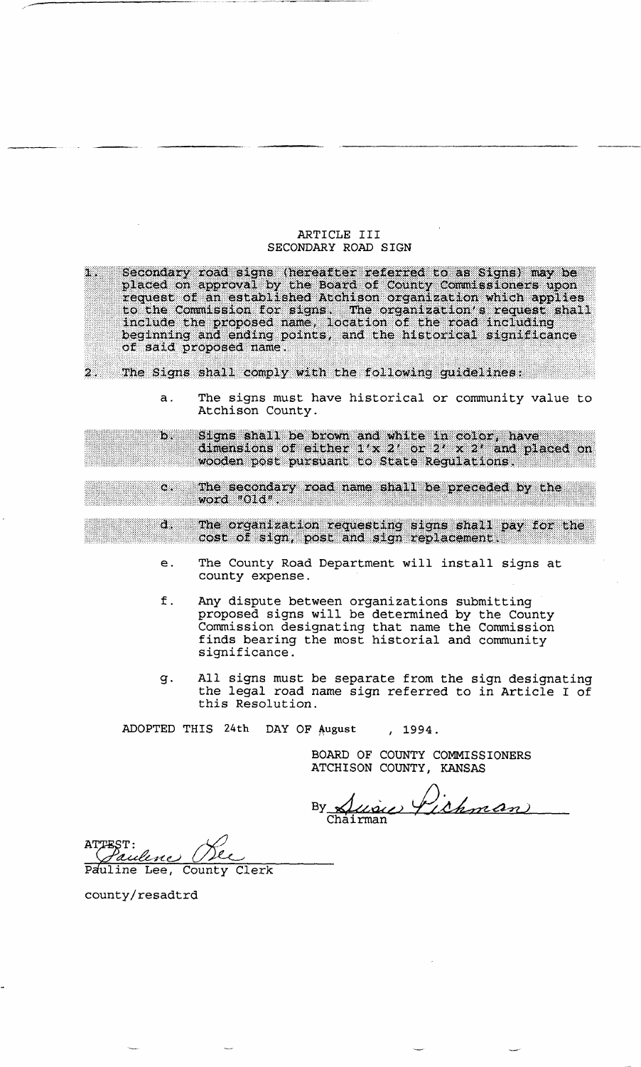## ARTICLE III
## SECONDARY ROAD SIGN

1. Secondary road signs (hereafter referred to as Signs) may be placed on approval by the Board of County Commissioners upon request of an established Atchison organization which applies to the Commission for signs. The organization's request shall include the proposed name, location of the road including beginning and ending points, and the historical significance of said proposed name.

2. The Signs shall comply with the following guidelines:

   a. The signs must have historical or community value to Atchison County.

   b. Signs shall be brown and white in color, have dimensions of either 1'x 2' or 2' x 2' and placed on wooden post pursuant to State Regulations.

   c. The secondary road name shall be preceded by the word "Old".

   d. The organization requesting signs shall pay for the cost of sign, post and sign replacement.

   e. The County Road Department will install signs at county expense.

   f. Any dispute between organizations submitting proposed signs will be determined by the County Commission designating that name the Commission finds bearing the most historial and community significance.

   g. All signs must be separate from the sign designating the legal road name sign referred to in Article I of this Resolution.

ADOPTED THIS 24th DAY OF August , 1994.

BOARD OF COUNTY COMMISSIONERS
ATCHISON COUNTY, KANSAS

By Susie Pichman
Chairman

ATTEST: Pauline Lee
Pauline Lee, County Clerk

county/resadtrd